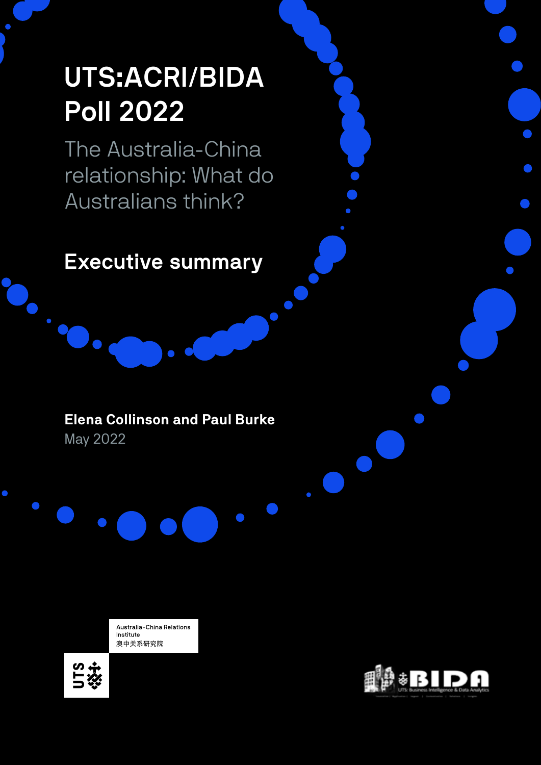# UTS:ACRI/BIDA Poll 2022

## The Australia-China relationship: What do Australians think?

## Executive summary

**Elena Collinson and Paul Burke**

May 2022

Australia-China Relations Institute
澳中关系研究院

UTS

BIDA
UTS: Business Intelligence & Data Analytics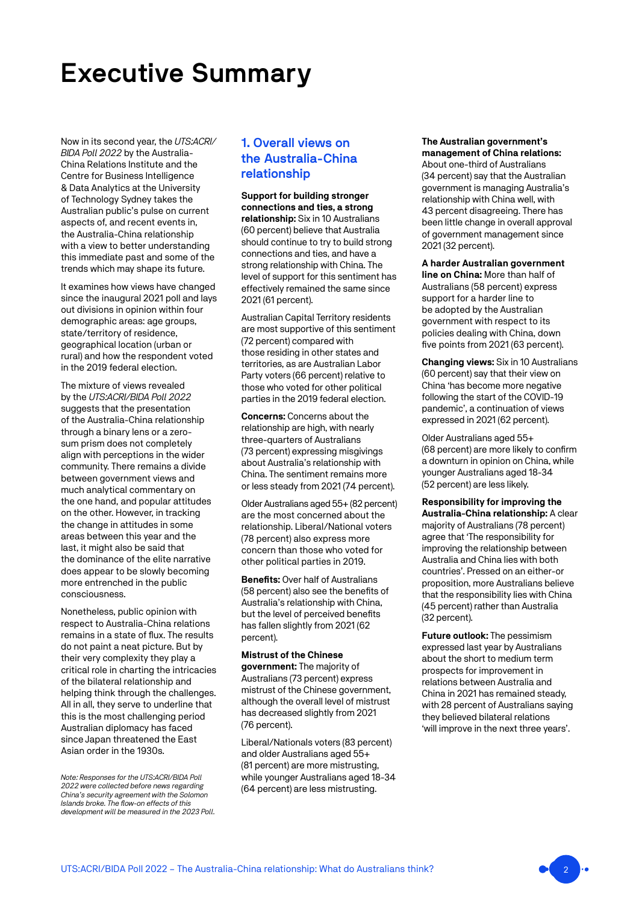# Executive Summary

Now in its second year, the *UTS:ACRI/BIDA Poll 2022* by the Australia-China Relations Institute and the Centre for Business Intelligence & Data Analytics at the University of Technology Sydney takes the Australian public's pulse on current aspects of, and recent events in, the Australia-China relationship with a view to better understanding this immediate past and some of the trends which may shape its future.

It examines how views have changed since the inaugural 2021 poll and lays out divisions in opinion within four demographic areas: age groups, state/territory of residence, geographical location (urban or rural) and how the respondent voted in the 2019 federal election.

The mixture of views revealed by the *UTS:ACRI/BIDA Poll 2022* suggests that the presentation of the Australia-China relationship through a binary lens or a zero-sum prism does not completely align with perceptions in the wider community. There remains a divide between government views and much analytical commentary on the one hand, and popular attitudes on the other. However, in tracking the change in attitudes in some areas between this year and the last, it might also be said that the dominance of the elite narrative does appear to be slowly becoming more entrenched in the public consciousness.

Nonetheless, public opinion with respect to Australia-China relations remains in a state of flux. The results do not paint a neat picture. But by their very complexity they play a critical role in charting the intricacies of the bilateral relationship and helping think through the challenges. All in all, they serve to underline that this is the most challenging period Australian diplomacy has faced since Japan threatened the East Asian order in the 1930s.

*Note: Responses for the UTS:ACRI/BIDA Poll 2022 were collected before news regarding China's security agreement with the Solomon Islands broke. The flow-on effects of this development will be measured in the 2023 Poll.*

## 1. Overall views on the Australia-China relationship

**Support for building stronger connections and ties, a strong relationship:** Six in 10 Australians (60 percent) believe that Australia should continue to try to build strong connections and ties, and have a strong relationship with China. The level of support for this sentiment has effectively remained the same since 2021 (61 percent).

Australian Capital Territory residents are most supportive of this sentiment (72 percent) compared with those residing in other states and territories, as are Australian Labor Party voters (66 percent) relative to those who voted for other political parties in the 2019 federal election.

**Concerns:** Concerns about the relationship are high, with nearly three-quarters of Australians (73 percent) expressing misgivings about Australia's relationship with China. The sentiment remains more or less steady from 2021 (74 percent).

Older Australians aged 55+ (82 percent) are the most concerned about the relationship. Liberal/National voters (78 percent) also express more concern than those who voted for other political parties in 2019.

**Benefits:** Over half of Australians (58 percent) also see the benefits of Australia's relationship with China, but the level of perceived benefits has fallen slightly from 2021 (62 percent).

**Mistrust of the Chinese government:** The majority of Australians (73 percent) express mistrust of the Chinese government, although the overall level of mistrust has decreased slightly from 2021 (76 percent).

Liberal/Nationals voters (83 percent) and older Australians aged 55+ (81 percent) are more mistrusting, while younger Australians aged 18-34 (64 percent) are less mistrusting.

**The Australian government's management of China relations:** About one-third of Australians (34 percent) say that the Australian government is managing Australia's relationship with China well, with 43 percent disagreeing. There has been little change in overall approval of government management since 2021 (32 percent).

**A harder Australian government line on China:** More than half of Australians (58 percent) express support for a harder line to be adopted by the Australian government with respect to its policies dealing with China, down five points from 2021 (63 percent).

**Changing views:** Six in 10 Australians (60 percent) say that their view on China 'has become more negative following the start of the COVID-19 pandemic', a continuation of views expressed in 2021 (62 percent).

Older Australians aged 55+ (68 percent) are more likely to confirm a downturn in opinion on China, while younger Australians aged 18-34 (52 percent) are less likely.

**Responsibility for improving the Australia-China relationship:** A clear majority of Australians (78 percent) agree that 'The responsibility for improving the relationship between Australia and China lies with both countries'. Pressed on an either-or proposition, more Australians believe that the responsibility lies with China (45 percent) rather than Australia (32 percent).

**Future outlook:** The pessimism expressed last year by Australians about the short to medium term prospects for improvement in relations between Australia and China in 2021 has remained steady, with 28 percent of Australians saying they believed bilateral relations 'will improve in the next three years'.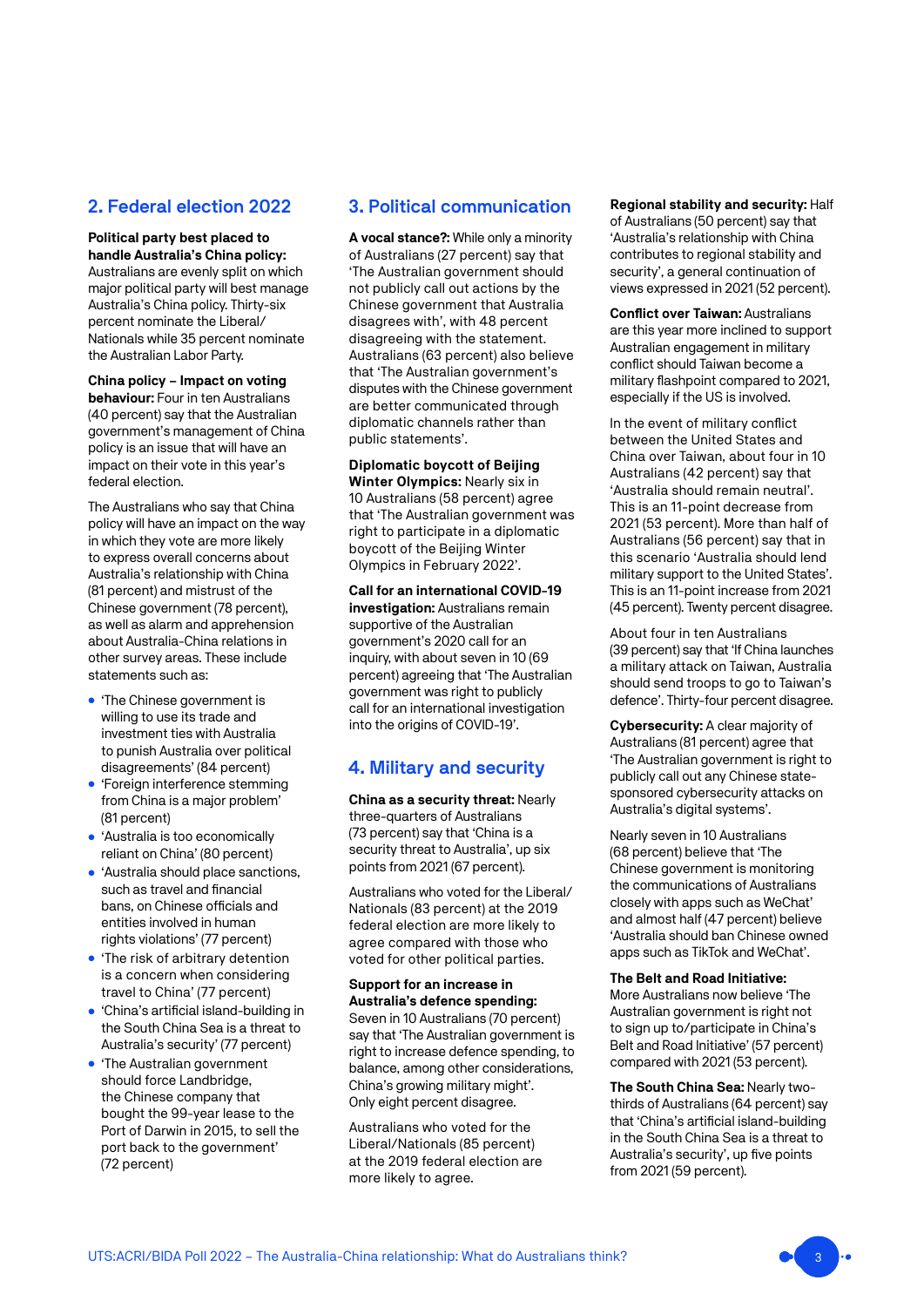## 2. Federal election 2022

**Political party best placed to handle Australia's China policy:** Australians are evenly split on which major political party will best manage Australia's China policy. Thirty-six percent nominate the Liberal/ Nationals while 35 percent nominate the Australian Labor Party.

**China policy – Impact on voting behaviour:** Four in ten Australians (40 percent) say that the Australian government's management of China policy is an issue that will have an impact on their vote in this year's federal election.

The Australians who say that China policy will have an impact on the way in which they vote are more likely to express overall concerns about Australia's relationship with China (81 percent) and mistrust of the Chinese government (78 percent), as well as alarm and apprehension about Australia-China relations in other survey areas. These include statements such as:

- 'The Chinese government is willing to use its trade and investment ties with Australia to punish Australia over political disagreements' (84 percent)
- 'Foreign interference stemming from China is a major problem' (81 percent)
- 'Australia is too economically reliant on China' (80 percent)
- 'Australia should place sanctions, such as travel and financial bans, on Chinese officials and entities involved in human rights violations' (77 percent)
- 'The risk of arbitrary detention is a concern when considering travel to China' (77 percent)
- 'China's artificial island-building in the South China Sea is a threat to Australia's security' (77 percent)
- 'The Australian government should force Landbridge, the Chinese company that bought the 99-year lease to the Port of Darwin in 2015, to sell the port back to the government' (72 percent)

## 3. Political communication

**A vocal stance?:** While only a minority of Australians (27 percent) say that 'The Australian government should not publicly call out actions by the Chinese government that Australia disagrees with', with 48 percent disagreeing with the statement. Australians (63 percent) also believe that 'The Australian government's disputes with the Chinese government are better communicated through diplomatic channels rather than public statements'.

**Diplomatic boycott of Beijing Winter Olympics:** Nearly six in 10 Australians (58 percent) agree that 'The Australian government was right to participate in a diplomatic boycott of the Beijing Winter Olympics in February 2022'.

**Call for an international COVID-19 investigation:** Australians remain supportive of the Australian government's 2020 call for an inquiry, with about seven in 10 (69 percent) agreeing that 'The Australian government was right to publicly call for an international investigation into the origins of COVID-19'.

## 4. Military and security

**China as a security threat:** Nearly three-quarters of Australians (73 percent) say that 'China is a security threat to Australia', up six points from 2021 (67 percent).

Australians who voted for the Liberal/ Nationals (83 percent) at the 2019 federal election are more likely to agree compared with those who voted for other political parties.

**Support for an increase in Australia's defence spending:** Seven in 10 Australians (70 percent) say that 'The Australian government is right to increase defence spending, to balance, among other considerations, China's growing military might'. Only eight percent disagree.

Australians who voted for the Liberal/Nationals (85 percent) at the 2019 federal election are more likely to agree.

**Regional stability and security:** Half of Australians (50 percent) say that 'Australia's relationship with China contributes to regional stability and security', a general continuation of views expressed in 2021 (52 percent).

**Conflict over Taiwan:** Australians are this year more inclined to support Australian engagement in military conflict should Taiwan become a military flashpoint compared to 2021, especially if the US is involved.

In the event of military conflict between the United States and China over Taiwan, about four in 10 Australians (42 percent) say that 'Australia should remain neutral'. This is an 11-point decrease from 2021 (53 percent). More than half of Australians (56 percent) say that in this scenario 'Australia should lend military support to the United States'. This is an 11-point increase from 2021 (45 percent). Twenty percent disagree.

About four in ten Australians (39 percent) say that 'If China launches a military attack on Taiwan, Australia should send troops to go to Taiwan's defence'. Thirty-four percent disagree.

**Cybersecurity:** A clear majority of Australians (81 percent) agree that 'The Australian government is right to publicly call out any Chinese state-sponsored cybersecurity attacks on Australia's digital systems'.

Nearly seven in 10 Australians (68 percent) believe that 'The Chinese government is monitoring the communications of Australians closely with apps such as WeChat' and almost half (47 percent) believe 'Australia should ban Chinese owned apps such as TikTok and WeChat'.

**The Belt and Road Initiative:** More Australians now believe 'The Australian government is right not to sign up to/participate in China's Belt and Road Initiative' (57 percent) compared with 2021 (53 percent).

**The South China Sea:** Nearly two-thirds of Australians (64 percent) say that 'China's artificial island-building in the South China Sea is a threat to Australia's security', up five points from 2021 (59 percent).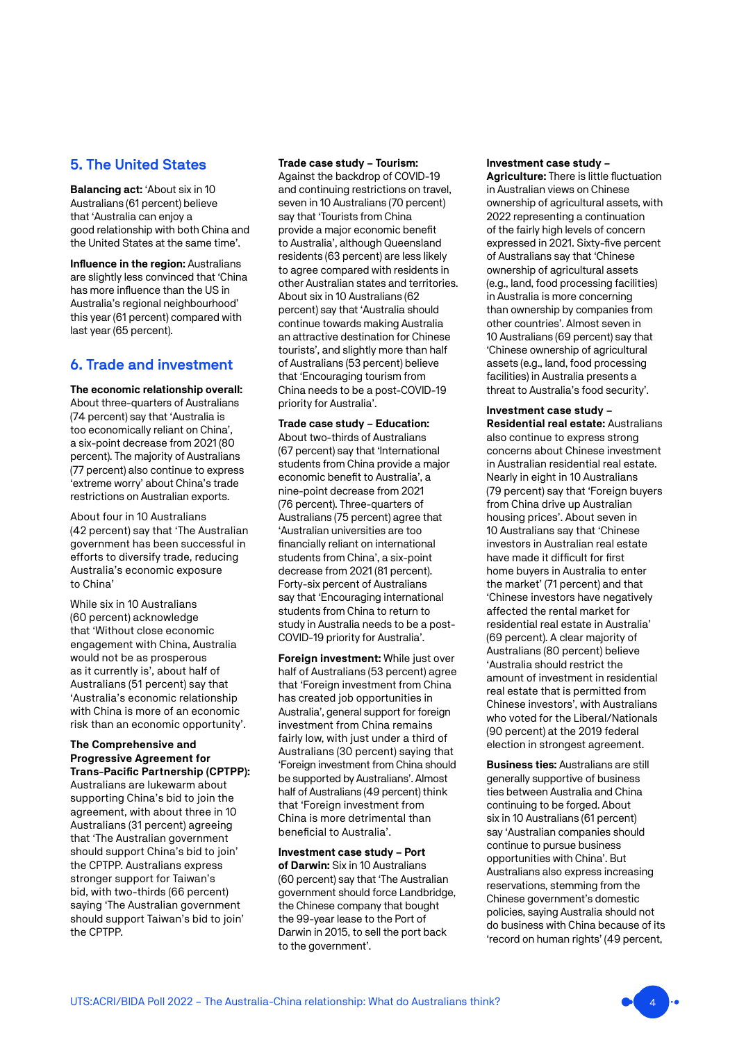## 5. The United States

**Balancing act:** 'About six in 10 Australians (61 percent) believe that 'Australia can enjoy a good relationship with both China and the United States at the same time'.

**Influence in the region:** Australians are slightly less convinced that 'China has more influence than the US in Australia's regional neighbourhood' this year (61 percent) compared with last year (65 percent).

## 6. Trade and investment

**The economic relationship overall:** About three-quarters of Australians (74 percent) say that 'Australia is too economically reliant on China', a six-point decrease from 2021 (80 percent). The majority of Australians (77 percent) also continue to express 'extreme worry' about China's trade restrictions on Australian exports.

About four in 10 Australians (42 percent) say that 'The Australian government has been successful in efforts to diversify trade, reducing Australia's economic exposure to China'

While six in 10 Australians (60 percent) acknowledge that 'Without close economic engagement with China, Australia would not be as prosperous as it currently is', about half of Australians (51 percent) say that 'Australia's economic relationship with China is more of an economic risk than an economic opportunity'.

**The Comprehensive and Progressive Agreement for Trans-Pacific Partnership (CPTPP):** Australians are lukewarm about supporting China's bid to join the agreement, with about three in 10 Australians (31 percent) agreeing that 'The Australian government should support China's bid to join' the CPTPP. Australians express stronger support for Taiwan's bid, with two-thirds (66 percent) saying 'The Australian government should support Taiwan's bid to join' the CPTPP.

**Trade case study – Tourism:** Against the backdrop of COVID-19 and continuing restrictions on travel, seven in 10 Australians (70 percent) say that 'Tourists from China provide a major economic benefit to Australia', although Queensland residents (63 percent) are less likely to agree compared with residents in other Australian states and territories. About six in 10 Australians (62 percent) say that 'Australia should continue towards making Australia an attractive destination for Chinese tourists', and slightly more than half of Australians (53 percent) believe that 'Encouraging tourism from China needs to be a post-COVID-19 priority for Australia'.

**Trade case study – Education:** About two-thirds of Australians (67 percent) say that 'International students from China provide a major economic benefit to Australia', a nine-point decrease from 2021 (76 percent). Three-quarters of Australians (75 percent) agree that 'Australian universities are too financially reliant on international students from China', a six-point decrease from 2021 (81 percent). Forty-six percent of Australians say that 'Encouraging international students from China to return to study in Australia needs to be a post-COVID-19 priority for Australia'.

**Foreign investment:** While just over half of Australians (53 percent) agree that 'Foreign investment from China has created job opportunities in Australia', general support for foreign investment from China remains fairly low, with just under a third of Australians (30 percent) saying that 'Foreign investment from China should be supported by Australians'. Almost half of Australians (49 percent) think that 'Foreign investment from China is more detrimental than beneficial to Australia'.

**Investment case study – Port of Darwin:** Six in 10 Australians (60 percent) say that 'The Australian government should force Landbridge, the Chinese company that bought the 99-year lease to the Port of Darwin in 2015, to sell the port back to the government'.

**Investment case study – Agriculture:** There is little fluctuation in Australian views on Chinese ownership of agricultural assets, with 2022 representing a continuation of the fairly high levels of concern expressed in 2021. Sixty-five percent of Australians say that 'Chinese ownership of agricultural assets (e.g., land, food processing facilities) in Australia is more concerning than ownership by companies from other countries'. Almost seven in 10 Australians (69 percent) say that 'Chinese ownership of agricultural assets (e.g., land, food processing facilities) in Australia presents a threat to Australia's food security'.

**Investment case study – Residential real estate:** Australians also continue to express strong concerns about Chinese investment in Australian residential real estate. Nearly in eight in 10 Australians (79 percent) say that 'Foreign buyers from China drive up Australian housing prices'. About seven in 10 Australians say that 'Chinese investors in Australian real estate have made it difficult for first home buyers in Australia to enter the market' (71 percent) and that 'Chinese investors have negatively affected the rental market for residential real estate in Australia' (69 percent). A clear majority of Australians (80 percent) believe 'Australia should restrict the amount of investment in residential real estate that is permitted from Chinese investors', with Australians who voted for the Liberal/Nationals (90 percent) at the 2019 federal election in strongest agreement.

**Business ties:** Australians are still generally supportive of business ties between Australia and China continuing to be forged. About six in 10 Australians (61 percent) say 'Australian companies should continue to pursue business opportunities with China'. But Australians also express increasing reservations, stemming from the Chinese government's domestic policies, saying Australia should not do business with China because of its 'record on human rights' (49 percent,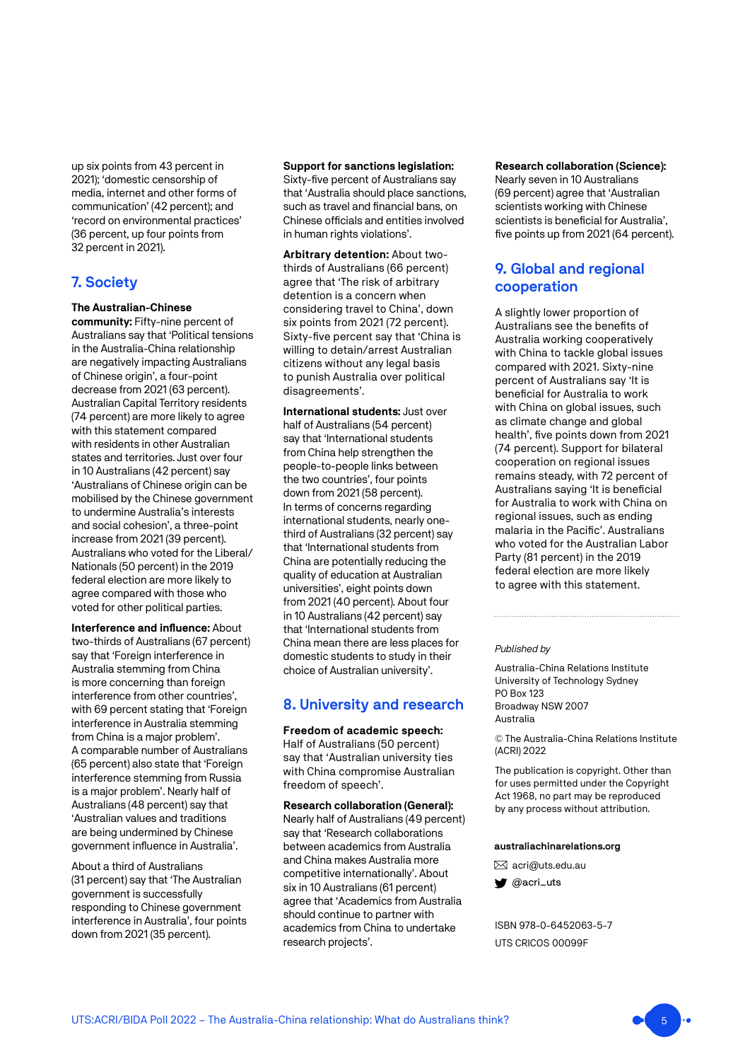up six points from 43 percent in 2021); 'domestic censorship of media, internet and other forms of communication' (42 percent); and 'record on environmental practices' (36 percent, up four points from 32 percent in 2021).

## 7. Society

**The Australian-Chinese community:** Fifty-nine percent of Australians say that 'Political tensions in the Australia-China relationship are negatively impacting Australians of Chinese origin', a four-point decrease from 2021 (63 percent). Australian Capital Territory residents (74 percent) are more likely to agree with this statement compared with residents in other Australian states and territories. Just over four in 10 Australians (42 percent) say 'Australians of Chinese origin can be mobilised by the Chinese government to undermine Australia's interests and social cohesion', a three-point increase from 2021 (39 percent). Australians who voted for the Liberal/Nationals (50 percent) in the 2019 federal election are more likely to agree compared with those who voted for other political parties.

**Interference and influence:** About two-thirds of Australians (67 percent) say that 'Foreign interference in Australia stemming from China is more concerning than foreign interference from other countries', with 69 percent stating that 'Foreign interference in Australia stemming from China is a major problem'. A comparable number of Australians (65 percent) also state that 'Foreign interference stemming from Russia is a major problem'. Nearly half of Australians (48 percent) say that 'Australian values and traditions are being undermined by Chinese government influence in Australia'.

About a third of Australians (31 percent) say that 'The Australian government is successfully responding to Chinese government interference in Australia', four points down from 2021 (35 percent).

**Support for sanctions legislation:** Sixty-five percent of Australians say that 'Australia should place sanctions, such as travel and financial bans, on Chinese officials and entities involved in human rights violations'.

**Arbitrary detention:** About two-thirds of Australians (66 percent) agree that 'The risk of arbitrary detention is a concern when considering travel to China', down six points from 2021 (72 percent). Sixty-five percent say that 'China is willing to detain/arrest Australian citizens without any legal basis to punish Australia over political disagreements'.

**International students:** Just over half of Australians (54 percent) say that 'International students from China help strengthen the people-to-people links between the two countries', four points down from 2021 (58 percent). In terms of concerns regarding international students, nearly one-third of Australians (32 percent) say that 'International students from China are potentially reducing the quality of education at Australian universities', eight points down from 2021 (40 percent). About four in 10 Australians (42 percent) say that 'International students from China mean there are less places for domestic students to study in their choice of Australian university'.

## 8. University and research

**Freedom of academic speech:** Half of Australians (50 percent) say that 'Australian university ties with China compromise Australian freedom of speech'.

**Research collaboration (General):** Nearly half of Australians (49 percent) say that 'Research collaborations between academics from Australia and China makes Australia more competitive internationally'. About six in 10 Australians (61 percent) agree that 'Academics from Australia should continue to partner with academics from China to undertake research projects'.

**Research collaboration (Science):** Nearly seven in 10 Australians (69 percent) agree that 'Australian scientists working with Chinese scientists is beneficial for Australia', five points up from 2021 (64 percent).

## 9. Global and regional cooperation

A slightly lower proportion of Australians see the benefits of Australia working cooperatively with China to tackle global issues compared with 2021. Sixty-nine percent of Australians say 'It is beneficial for Australia to work with China on global issues, such as climate change and global health', five points down from 2021 (74 percent). Support for bilateral cooperation on regional issues remains steady, with 72 percent of Australians saying 'It is beneficial for Australia to work with China on regional issues, such as ending malaria in the Pacific'. Australians who voted for the Australian Labor Party (81 percent) in the 2019 federal election are more likely to agree with this statement.

*Published by*

Australia-China Relations Institute
University of Technology Sydney
PO Box 123
Broadway NSW 2007
Australia

© The Australia-China Relations Institute (ACRI) 2022

The publication is copyright. Other than for uses permitted under the Copyright Act 1968, no part may be reproduced by any process without attribution.

**australiachinarelations.org**

acri@uts.edu.au

@acri_uts

ISBN 978-0-6452063-5-7

UTS CRICOS 00099F